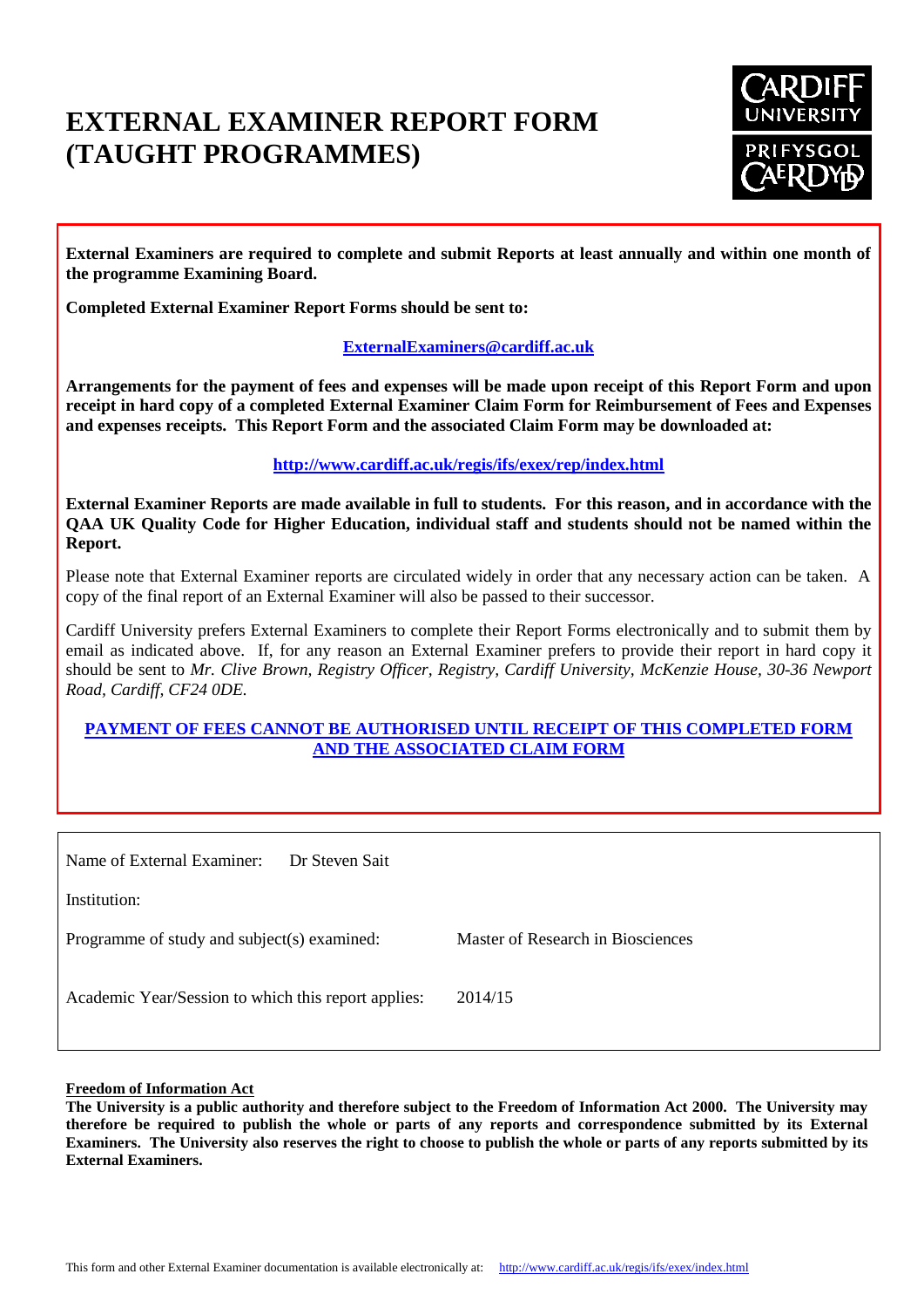# EXTERNAL EXAMINER REPORT FORM (TAUGHT PROGRAMMES)

**External Examiners are required to complete and submit Reports at least annually and within one month of the programme Examining Board.**

**Completed External Examiner Report Forms should be sent to:**

**ExternalExaminers@cardiff.ac.uk**

**Arrangements for the payment of fees and expenses will be made upon receipt of this Report Form and upon receipt in hard copy of a completed External Examiner Claim Form for Reimbursement of Fees and Expenses and expenses receipts. This Report Form and the associated Claim Form may be downloaded at:**

**http://www.cardiff.ac.uk/regis/ifs/exex/rep/index.html**

**External Examiner Reports are made available in full to students. For this reason, and in accordance with the QAA UK Quality Code for Higher Education, individual staff and students should not be named within the Report.**

Please note that External Examiner reports are circulated widely in order that any necessary action can be taken. A copy of the final report of an External Examiner will also be passed to their successor.

Cardiff University prefers External Examiners to complete their Report Forms electronically and to submit them by email as indicated above. If, for any reason an External Examiner prefers to provide their report in hard copy it should be sent to *Mr. Clive Brown, Registry Officer, Registry, Cardiff University, McKenzie House, 30-36 Newport Road, Cardiff, CF24 0DE.*

**PAYMENT OF FEES CANNOT BE AUTHORISED UNTIL RECEIPT OF THIS COMPLETED FORM AND THE ASSOCIATED CLAIM FORM**

| | |
|---|---|
| Name of External Examiner: | Dr Steven Sait |
| Institution: | |
| Programme of study and subject(s) examined: | Master of Research in Biosciences |
| Academic Year/Session to which this report applies: | 2014/15 |

**Freedom of Information Act**

**The University is a public authority and therefore subject to the Freedom of Information Act 2000. The University may therefore be required to publish the whole or parts of any reports and correspondence submitted by its External Examiners. The University also reserves the right to choose to publish the whole or parts of any reports submitted by its External Examiners.**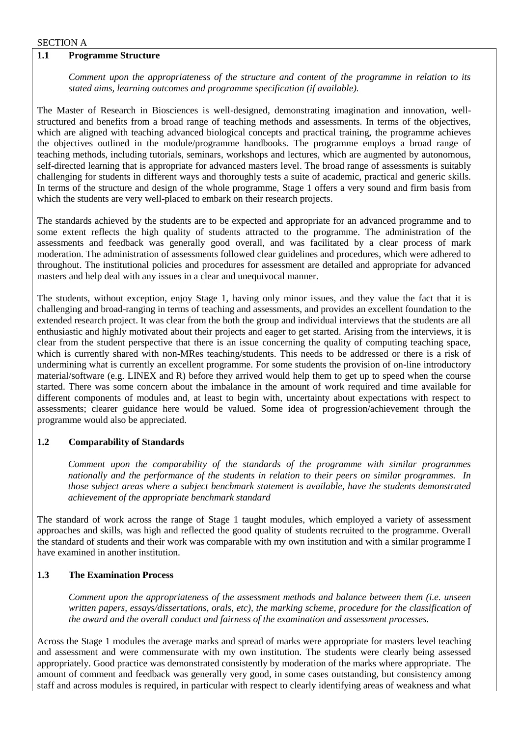SECTION A

## 1.1 Programme Structure

*Comment upon the appropriateness of the structure and content of the programme in relation to its stated aims, learning outcomes and programme specification (if available).*

The Master of Research in Biosciences is well-designed, demonstrating imagination and innovation, well-structured and benefits from a broad range of teaching methods and assessments. In terms of the objectives, which are aligned with teaching advanced biological concepts and practical training, the programme achieves the objectives outlined in the module/programme handbooks. The programme employs a broad range of teaching methods, including tutorials, seminars, workshops and lectures, which are augmented by autonomous, self-directed learning that is appropriate for advanced masters level. The broad range of assessments is suitably challenging for students in different ways and thoroughly tests a suite of academic, practical and generic skills. In terms of the structure and design of the whole programme, Stage 1 offers a very sound and firm basis from which the students are very well-placed to embark on their research projects.

The standards achieved by the students are to be expected and appropriate for an advanced programme and to some extent reflects the high quality of students attracted to the programme. The administration of the assessments and feedback was generally good overall, and was facilitated by a clear process of mark moderation. The administration of assessments followed clear guidelines and procedures, which were adhered to throughout. The institutional policies and procedures for assessment are detailed and appropriate for advanced masters and help deal with any issues in a clear and unequivocal manner.

The students, without exception, enjoy Stage 1, having only minor issues, and they value the fact that it is challenging and broad-ranging in terms of teaching and assessments, and provides an excellent foundation to the extended research project. It was clear from the both the group and individual interviews that the students are all enthusiastic and highly motivated about their projects and eager to get started. Arising from the interviews, it is clear from the student perspective that there is an issue concerning the quality of computing teaching space, which is currently shared with non-MRes teaching/students. This needs to be addressed or there is a risk of undermining what is currently an excellent programme. For some students the provision of on-line introductory material/software (e.g. LINEX and R) before they arrived would help them to get up to speed when the course started. There was some concern about the imbalance in the amount of work required and time available for different components of modules and, at least to begin with, uncertainty about expectations with respect to assessments; clearer guidance here would be valued. Some idea of progression/achievement through the programme would also be appreciated.

## 1.2 Comparability of Standards

*Comment upon the comparability of the standards of the programme with similar programmes nationally and the performance of the students in relation to their peers on similar programmes. In those subject areas where a subject benchmark statement is available, have the students demonstrated achievement of the appropriate benchmark standard*

The standard of work across the range of Stage 1 taught modules, which employed a variety of assessment approaches and skills, was high and reflected the good quality of students recruited to the programme. Overall the standard of students and their work was comparable with my own institution and with a similar programme I have examined in another institution.

## 1.3 The Examination Process

*Comment upon the appropriateness of the assessment methods and balance between them (i.e. unseen written papers, essays/dissertations, orals, etc), the marking scheme, procedure for the classification of the award and the overall conduct and fairness of the examination and assessment processes.*

Across the Stage 1 modules the average marks and spread of marks were appropriate for masters level teaching and assessment and were commensurate with my own institution. The students were clearly being assessed appropriately. Good practice was demonstrated consistently by moderation of the marks where appropriate. The amount of comment and feedback was generally very good, in some cases outstanding, but consistency among staff and across modules is required, in particular with respect to clearly identifying areas of weakness and what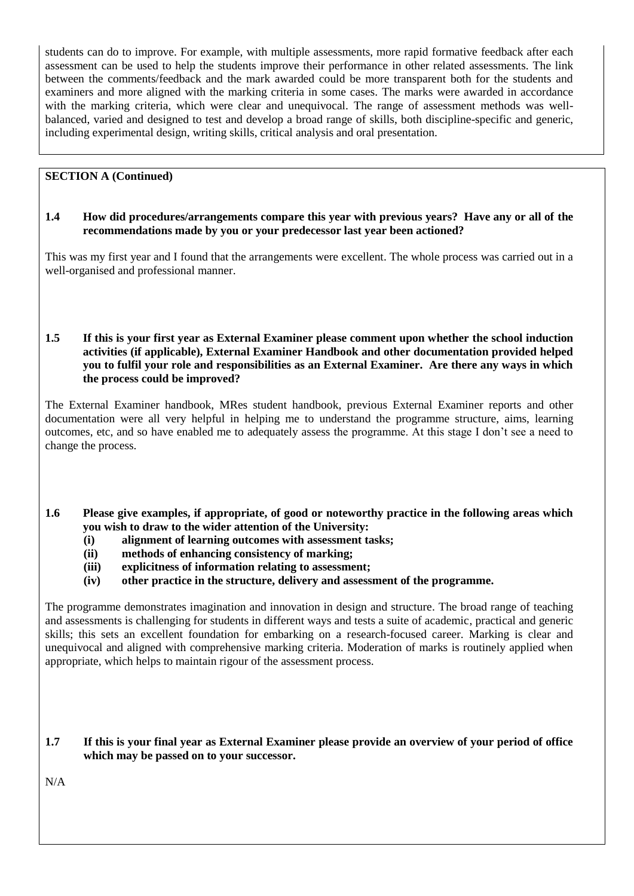students can do to improve. For example, with multiple assessments, more rapid formative feedback after each assessment can be used to help the students improve their performance in other related assessments. The link between the comments/feedback and the mark awarded could be more transparent both for the students and examiners and more aligned with the marking criteria in some cases. The marks were awarded in accordance with the marking criteria, which were clear and unequivocal. The range of assessment methods was well-balanced, varied and designed to test and develop a broad range of skills, both discipline-specific and generic, including experimental design, writing skills, critical analysis and oral presentation.

**SECTION A (Continued)**

**1.4 How did procedures/arrangements compare this year with previous years? Have any or all of the recommendations made by you or your predecessor last year been actioned?**

This was my first year and I found that the arrangements were excellent. The whole process was carried out in a well-organised and professional manner.

**1.5 If this is your first year as External Examiner please comment upon whether the school induction activities (if applicable), External Examiner Handbook and other documentation provided helped you to fulfil your role and responsibilities as an External Examiner. Are there any ways in which the process could be improved?**

The External Examiner handbook, MRes student handbook, previous External Examiner reports and other documentation were all very helpful in helping me to understand the programme structure, aims, learning outcomes, etc, and so have enabled me to adequately assess the programme. At this stage I don't see a need to change the process.

**1.6 Please give examples, if appropriate, of good or noteworthy practice in the following areas which you wish to draw to the wider attention of the University:**

- **(i) alignment of learning outcomes with assessment tasks;**
- **(ii) methods of enhancing consistency of marking;**
- **(iii) explicitness of information relating to assessment;**
- **(iv) other practice in the structure, delivery and assessment of the programme.**

The programme demonstrates imagination and innovation in design and structure. The broad range of teaching and assessments is challenging for students in different ways and tests a suite of academic, practical and generic skills; this sets an excellent foundation for embarking on a research-focused career. Marking is clear and unequivocal and aligned with comprehensive marking criteria. Moderation of marks is routinely applied when appropriate, which helps to maintain rigour of the assessment process.

**1.7 If this is your final year as External Examiner please provide an overview of your period of office which may be passed on to your successor.**

N/A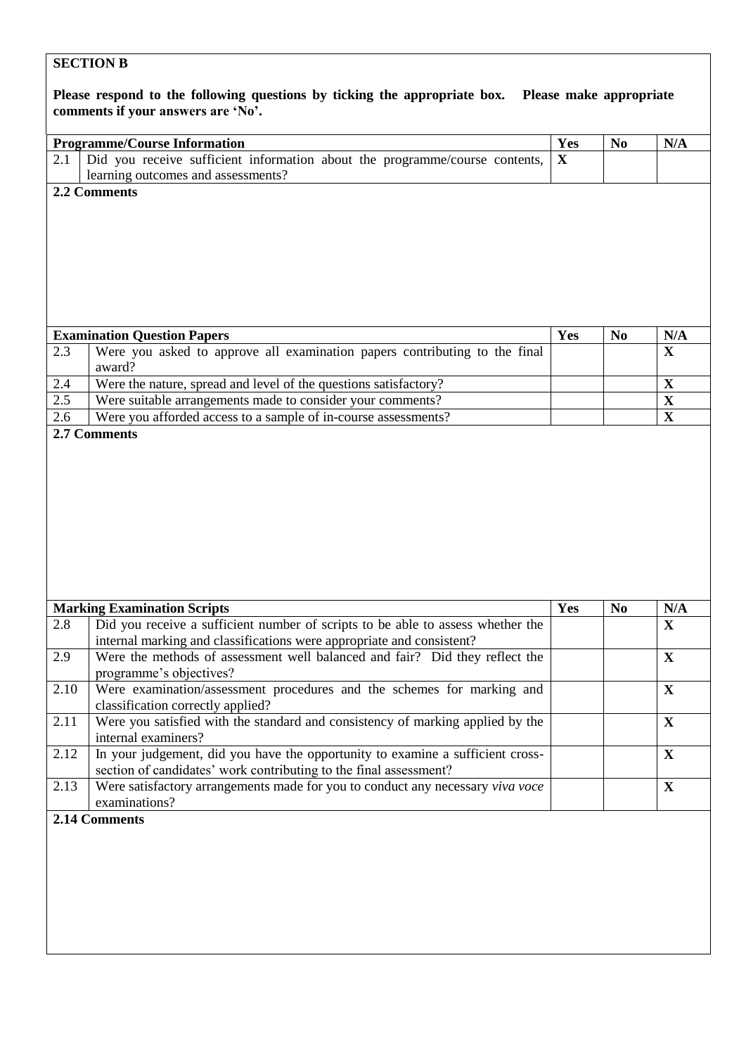## SECTION B

**Please respond to the following questions by ticking the appropriate box. Please make appropriate comments if your answers are 'No'.**

| | Programme/Course Information | Yes | No | N/A |
|---|---|---|---|---|
| 2.1 | Did you receive sufficient information about the programme/course contents, learning outcomes and assessments? | X | | |

**2.2 Comments**

| | Examination Question Papers | Yes | No | N/A |
|---|---|---|---|---|
| 2.3 | Were you asked to approve all examination papers contributing to the final award? | | | X |
| 2.4 | Were the nature, spread and level of the questions satisfactory? | | | X |
| 2.5 | Were suitable arrangements made to consider your comments? | | | X |
| 2.6 | Were you afforded access to a sample of in-course assessments? | | | X |

**2.7 Comments**

| | Marking Examination Scripts | Yes | No | N/A |
|---|---|---|---|---|
| 2.8 | Did you receive a sufficient number of scripts to be able to assess whether the internal marking and classifications were appropriate and consistent? | | | X |
| 2.9 | Were the methods of assessment well balanced and fair? Did they reflect the programme's objectives? | | | X |
| 2.10 | Were examination/assessment procedures and the schemes for marking and classification correctly applied? | | | X |
| 2.11 | Were you satisfied with the standard and consistency of marking applied by the internal examiners? | | | X |
| 2.12 | In your judgement, did you have the opportunity to examine a sufficient cross-section of candidates' work contributing to the final assessment? | | | X |
| 2.13 | Were satisfactory arrangements made for you to conduct any necessary *viva voce* examinations? | | | X |

**2.14 Comments**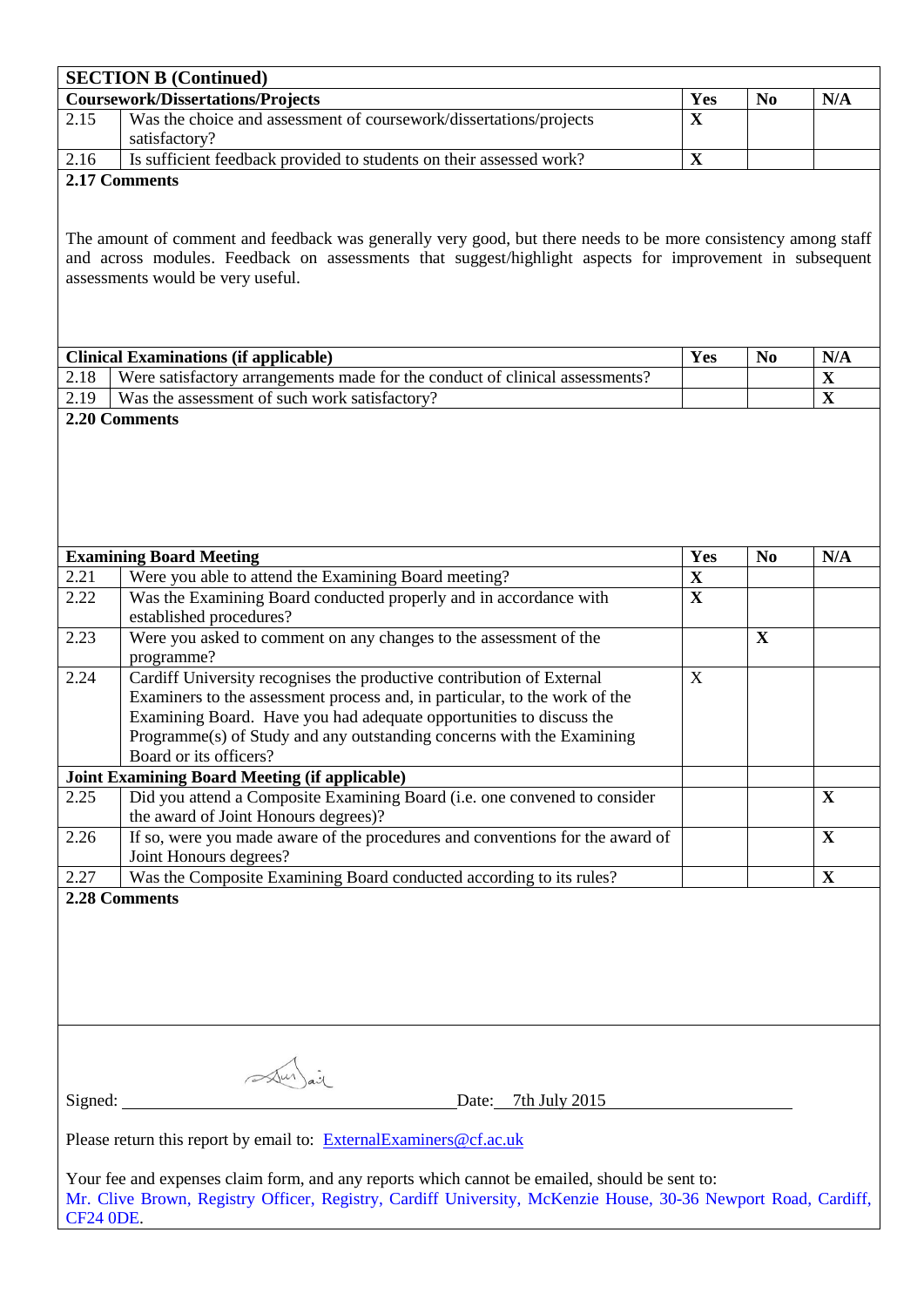| SECTION B (Continued) | | | | |
|---|---|---|---|---|
| **Coursework/Dissertations/Projects** | | **Yes** | **No** | **N/A** |
| 2.15 | Was the choice and assessment of coursework/dissertations/projects satisfactory? | **X** | | |
| 2.16 | Is sufficient feedback provided to students on their assessed work? | **X** | | |

**2.17 Comments**

The amount of comment and feedback was generally very good, but there needs to be more consistency among staff and across modules. Feedback on assessments that suggest/highlight aspects for improvement in subsequent assessments would be very useful.

| **Clinical Examinations (if applicable)** | | **Yes** | **No** | **N/A** |
|---|---|---|---|---|
| 2.18 | Were satisfactory arrangements made for the conduct of clinical assessments? | | | **X** |
| 2.19 | Was the assessment of such work satisfactory? | | | **X** |

**2.20 Comments**

| **Examining Board Meeting** | | **Yes** | **No** | **N/A** |
|---|---|---|---|---|
| 2.21 | Were you able to attend the Examining Board meeting? | **X** | | |
| 2.22 | Was the Examining Board conducted properly and in accordance with established procedures? | **X** | | |
| 2.23 | Were you asked to comment on any changes to the assessment of the programme? | | **X** | |
| 2.24 | Cardiff University recognises the productive contribution of External Examiners to the assessment process and, in particular, to the work of the Examining Board. Have you had adequate opportunities to discuss the Programme(s) of Study and any outstanding concerns with the Examining Board or its officers? | X | | |
| **Joint Examining Board Meeting (if applicable)** | | | | |
| 2.25 | Did you attend a Composite Examining Board (i.e. one convened to consider the award of Joint Honours degrees)? | | | **X** |
| 2.26 | If so, were you made aware of the procedures and conventions for the award of Joint Honours degrees? | | | **X** |
| 2.27 | Was the Composite Examining Board conducted according to its rules? | | | **X** |

**2.28 Comments**

Signed: [signature] Date: 7th July 2015

Please return this report by email to: ExternalExaminers@cf.ac.uk

Your fee and expenses claim form, and any reports which cannot be emailed, should be sent to:
Mr. Clive Brown, Registry Officer, Registry, Cardiff University, McKenzie House, 30-36 Newport Road, Cardiff, CF24 0DE.